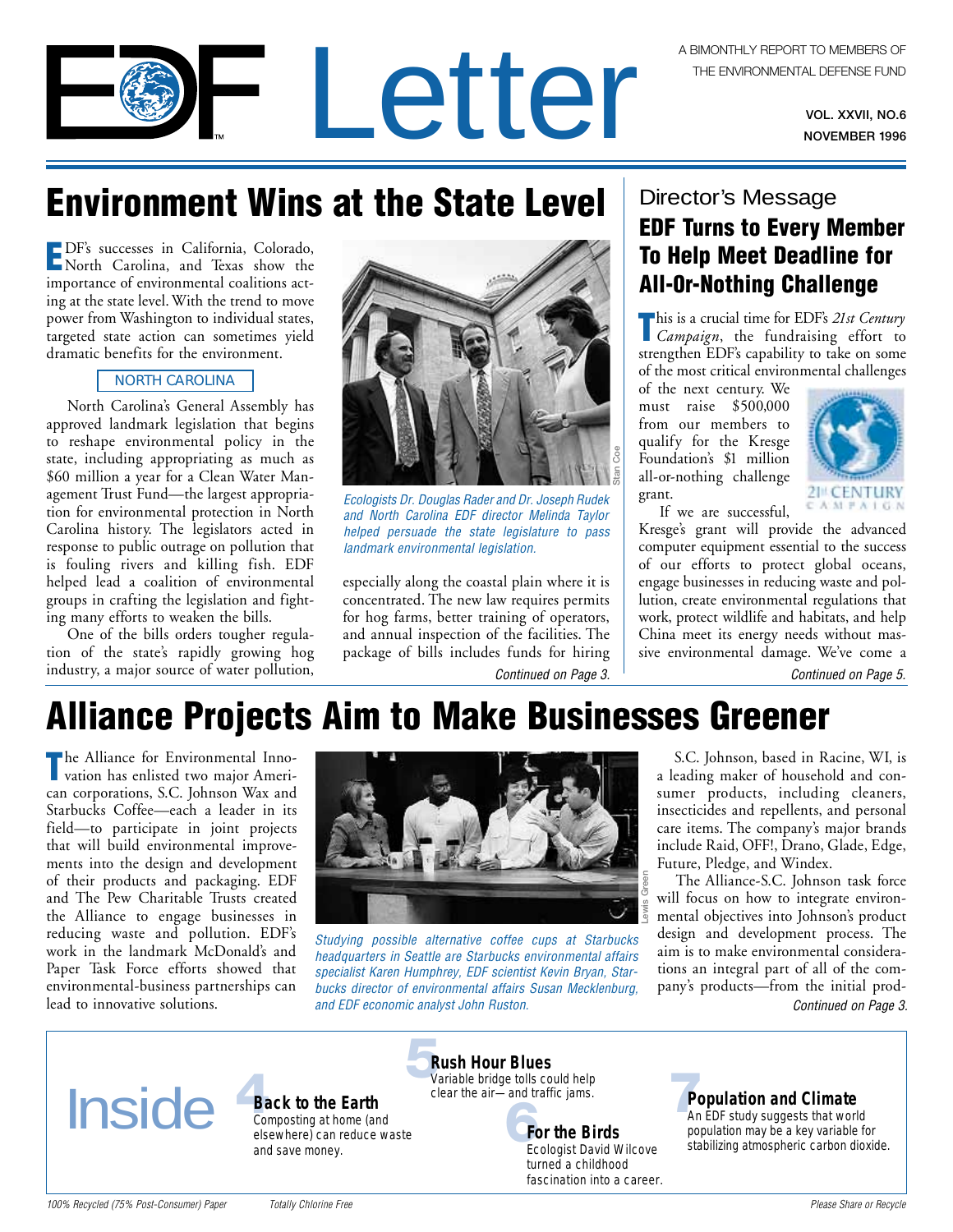# EDF Letter

A BIMONTHLY REPORT TO MEMBERS OF THE ENVIRONMENTAL DEFENSE FUND

VOL. XXVII, NO.6
NOVEMBER 1996

## Environment Wins at the State Level

EDF's successes in California, Colorado, North Carolina, and Texas show the importance of environmental coalitions acting at the state level. With the trend to move power from Washington to individual states, targeted state action can sometimes yield dramatic benefits for the environment.

### NORTH CAROLINA

North Carolina's General Assembly has approved landmark legislation that begins to reshape environmental policy in the state, including appropriating as much as \$60 million a year for a Clean Water Management Trust Fund—the largest appropriation for environmental protection in North Carolina history. The legislators acted in response to public outrage on pollution that is fouling rivers and killing fish. EDF helped lead a coalition of environmental groups in crafting the legislation and fighting many efforts to weaken the bills.

One of the bills orders tougher regulation of the state's rapidly growing hog industry, a major source of water pollution, especially along the coastal plain where it is concentrated. The new law requires permits for hog farms, better training of operators, and annual inspection of the facilities. The package of bills includes funds for hiring

*Ecologists Dr. Douglas Rader and Dr. Joseph Rudek and North Carolina EDF director Melinda Taylor helped persuade the state legislature to pass landmark environmental legislation.* (Photo: Stan Coe)

*Continued on Page 3.*

## Director's Message

### EDF Turns to Every Member To Help Meet Deadline for All-Or-Nothing Challenge

This is a crucial time for EDF's *21st Century Campaign*, the fundraising effort to strengthen EDF's capability to take on some of the most critical environmental challenges of the next century. We must raise \$500,000 from our members to qualify for the Kresge Foundation's \$1 million all-or-nothing challenge grant.

21st CENTURY CAMPAIGN

If we are successful, Kresge's grant will provide the advanced computer equipment essential to the success of our efforts to protect global oceans, engage businesses in reducing waste and pollution, create environmental regulations that work, protect wildlife and habitats, and help China meet its energy needs without massive environmental damage. We've come a

*Continued on Page 5.*

## Alliance Projects Aim to Make Businesses Greener

The Alliance for Environmental Innovation has enlisted two major American corporations, S.C. Johnson Wax and Starbucks Coffee—each a leader in its field—to participate in joint projects that will build environmental improvements into the design and development of their products and packaging. EDF and The Pew Charitable Trusts created the Alliance to engage businesses in reducing waste and pollution. EDF's work in the landmark McDonald's and Paper Task Force efforts showed that environmental-business partnerships can lead to innovative solutions.

*Studying possible alternative coffee cups at Starbucks headquarters in Seattle are Starbucks environmental affairs specialist Karen Humphrey, EDF scientist Kevin Bryan, Starbucks director of environmental affairs Susan Mecklenburg, and EDF economic analyst John Ruston.* (Photo: Lewis Green)

S.C. Johnson, based in Racine, WI, is a leading maker of household and consumer products, including cleaners, insecticides and repellents, and personal care items. The company's major brands include Raid, OFF!, Drano, Glade, Edge, Future, Pledge, and Windex.

The Alliance-S.C. Johnson task force will focus on how to integrate environmental objectives into Johnson's product design and development process. The aim is to make environmental considerations an integral part of all of the company's products—from the initial prod-

*Continued on Page 3.*

## Inside

**4 Back to the Earth**
Composting at home (and elsewhere) can reduce waste and save money.

**5 Rush Hour Blues**
Variable bridge tolls could help clear the air—and traffic jams.

**6 For the Birds**
Ecologist David Wilcove turned a childhood fascination into a career.

**7 Population and Climate**
An EDF study suggests that world population may be a key variable for stabilizing atmospheric carbon dioxide.

*100% Recycled (75% Post-Consumer) Paper* *Totally Chlorine Free* *Please Share or Recycle*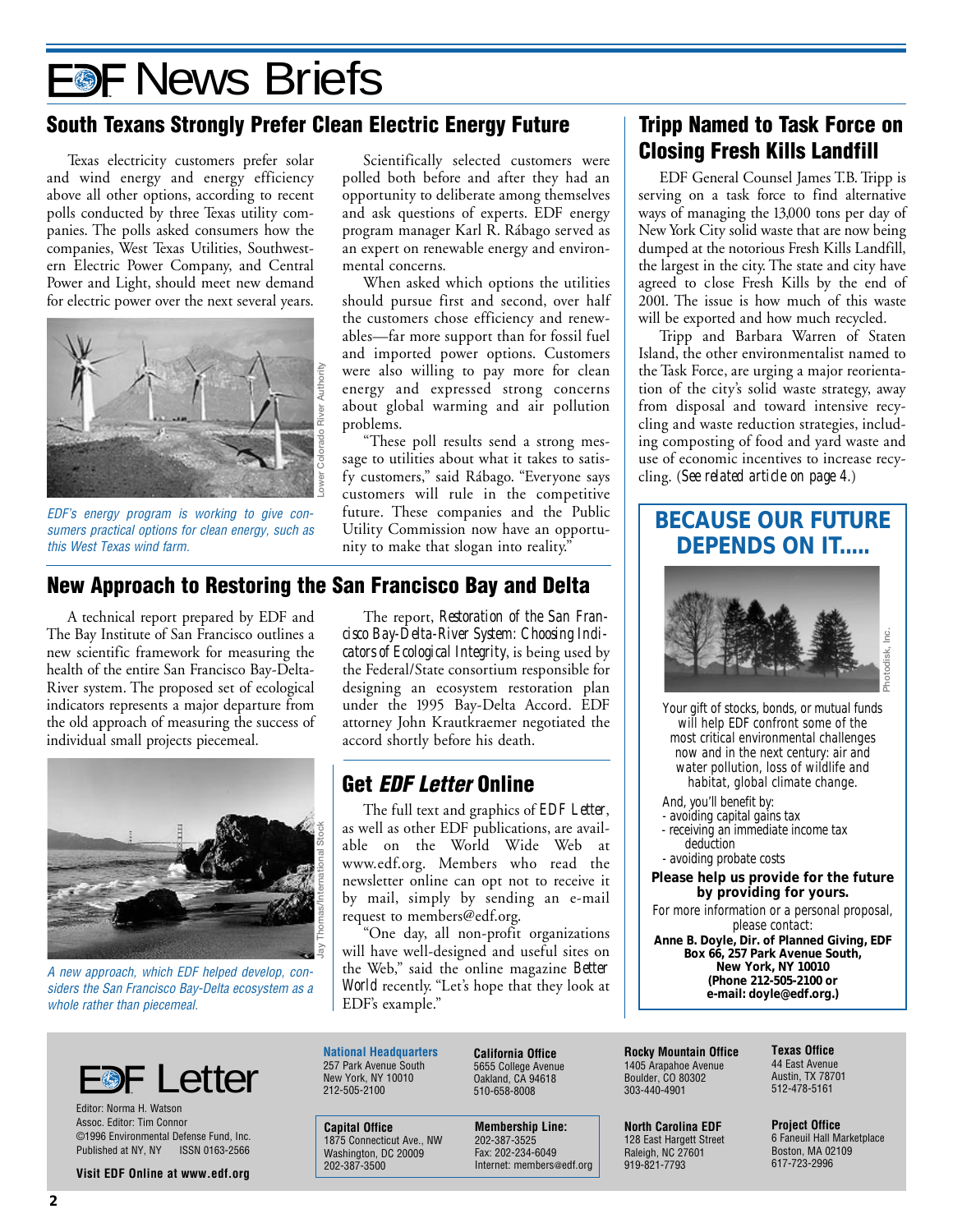# EDF News Briefs

## South Texans Strongly Prefer Clean Electric Energy Future

Texas electricity customers prefer solar and wind energy and energy efficiency above all other options, according to recent polls conducted by three Texas utility companies. The polls asked consumers how the companies, West Texas Utilities, Southwestern Electric Power Company, and Central Power and Light, should meet new demand for electric power over the next several years.

Lower Colorado River Authority

*EDF's energy program is working to give consumers practical options for clean energy, such as this West Texas wind farm.*

Scientifically selected customers were polled both before and after they had an opportunity to deliberate among themselves and ask questions of experts. EDF energy program manager Karl R. Rábago served as an expert on renewable energy and environmental concerns.

When asked which options the utilities should pursue first and second, over half the customers chose efficiency and renewables—far more support than for fossil fuel and imported power options. Customers were also willing to pay more for clean energy and expressed strong concerns about global warming and air pollution problems.

"These poll results send a strong message to utilities about what it takes to satisfy customers," said Rábago. "Everyone says customers will rule in the competitive future. These companies and the Public Utility Commission now have an opportunity to make that slogan into reality."

## New Approach to Restoring the San Francisco Bay and Delta

A technical report prepared by EDF and The Bay Institute of San Francisco outlines a new scientific framework for measuring the health of the entire San Francisco Bay-Delta-River system. The proposed set of ecological indicators represents a major departure from the old approach of measuring the success of individual small projects piecemeal.

Jay Thomas/International Stock

*A new approach, which EDF helped develop, considers the San Francisco Bay-Delta ecosystem as a whole rather than piecemeal.*

The report, *Restoration of the San Francisco Bay-Delta-River System: Choosing Indicators of Ecological Integrity*, is being used by the Federal/State consortium responsible for designing an ecosystem restoration plan under the 1995 Bay-Delta Accord. EDF attorney John Krautkraemer negotiated the accord shortly before his death.

## Get *EDF Letter* Online

The full text and graphics of *EDF Letter*, as well as other EDF publications, are available on the World Wide Web at www.edf.org. Members who read the newsletter online can opt not to receive it by mail, simply by sending an e-mail request to members@edf.org.

"One day, all non-profit organizations will have well-designed and useful sites on the Web," said the online magazine *Better World* recently. "Let's hope that they look at EDF's example."

## Tripp Named to Task Force on Closing Fresh Kills Landfill

EDF General Counsel James T.B. Tripp is serving on a task force to find alternative ways of managing the 13,000 tons per day of New York City solid waste that are now being dumped at the notorious Fresh Kills Landfill, the largest in the city. The state and city have agreed to close Fresh Kills by the end of 2001. The issue is how much of this waste will be exported and how much recycled.

Tripp and Barbara Warren of Staten Island, the other environmentalist named to the Task Force, are urging a major reorientation of the city's solid waste strategy, away from disposal and toward intensive recycling and waste reduction strategies, including composting of food and yard waste and use of economic incentives to increase recycling. (*See related article on page 4.*)

## BECAUSE OUR FUTURE DEPENDS ON IT.....

Photodisk, Inc.

Your gift of stocks, bonds, or mutual funds will help EDF confront some of the most critical environmental challenges now and in the next century: air and water pollution, loss of wildlife and habitat, global climate change.

And, you'll benefit by:
- avoiding capital gains tax
- receiving an immediate income tax deduction
- avoiding probate costs

**Please help us provide for the future by providing for yours.**

For more information or a personal proposal, please contact:
**Anne B. Doyle, Dir. of Planned Giving, EDF**
**Box 66, 257 Park Avenue South,**
**New York, NY 10010**
**(Phone 212-505-2100 or e-mail: doyle@edf.org.)**

---

# EDF Letter

Editor: Norma H. Watson
Assoc. Editor: Tim Connor
©1996 Environmental Defense Fund, Inc.
Published at NY, NY ISSN 0163-2566

**Visit EDF Online at www.edf.org**

**National Headquarters**
257 Park Avenue South
New York, NY 10010
212-505-2100

**California Office**
5655 College Avenue
Oakland, CA 94618
510-658-8008

**Rocky Mountain Office**
1405 Arapahoe Avenue
Boulder, CO 80302
303-440-4901

**Texas Office**
44 East Avenue
Austin, TX 78701
512-478-5161

**Capital Office**
1875 Connecticut Ave., NW
Washington, DC 20009
202-387-3500

**Membership Line:**
202-387-3525
Fax: 202-234-6049
Internet: members@edf.org

**North Carolina EDF**
128 East Hargett Street
Raleigh, NC 27601
919-821-7793

**Project Office**
6 Faneuil Hall Marketplace
Boston, MA 02109
617-723-2996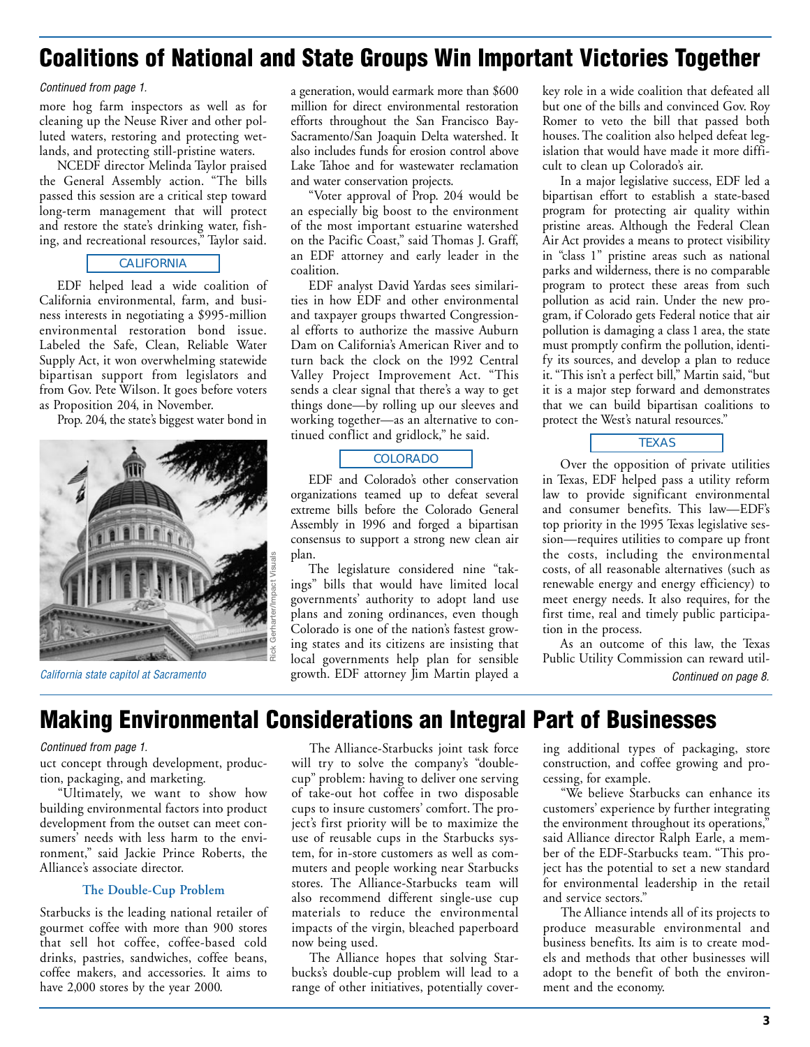## Coalitions of National and State Groups Win Important Victories Together

*Continued from page 1.*

more hog farm inspectors as well as for cleaning up the Neuse River and other polluted waters, restoring and protecting wetlands, and protecting still-pristine waters.

NCEDF director Melinda Taylor praised the General Assembly action. "The bills passed this session are a critical step toward long-term management that will protect and restore the state's drinking water, fishing, and recreational resources," Taylor said.

### CALIFORNIA

EDF helped lead a wide coalition of California environmental, farm, and business interests in negotiating a $995-million environmental restoration bond issue. Labeled the Safe, Clean, Reliable Water Supply Act, it won overwhelming statewide bipartisan support from legislators and from Gov. Pete Wilson. It goes before voters as Proposition 204, in November.

Prop. 204, the state's biggest water bond in a generation, would earmark more than $600 million for direct environmental restoration efforts throughout the San Francisco Bay-Sacramento/San Joaquin Delta watershed. It also includes funds for erosion control above Lake Tahoe and for wastewater reclamation and water conservation projects.

"Voter approval of Prop. 204 would be an especially big boost to the environment of the most important estuarine watershed on the Pacific Coast," said Thomas J. Graff, an EDF attorney and early leader in the coalition.

EDF analyst David Yardas sees similarities in how EDF and other environmental and taxpayer groups thwarted Congressional efforts to authorize the massive Auburn Dam on California's American River and to turn back the clock on the 1992 Central Valley Project Improvement Act. "This sends a clear signal that there's a way to get things done—by rolling up our sleeves and working together—as an alternative to continued conflict and gridlock," he said.

Rick Gerharter/Impact Visuals

*California state capitol at Sacramento*

### COLORADO

EDF and Colorado's other conservation organizations teamed up to defeat several extreme bills before the Colorado General Assembly in 1996 and forged a bipartisan consensus to support a strong new clean air plan.

The legislature considered nine "takings" bills that would have limited local governments' authority to adopt land use plans and zoning ordinances, even though Colorado is one of the nation's fastest growing states and its citizens are insisting that local governments help plan for sensible growth. EDF attorney Jim Martin played a key role in a wide coalition that defeated all but one of the bills and convinced Gov. Roy Romer to veto the bill that passed both houses. The coalition also helped defeat legislation that would have made it more difficult to clean up Colorado's air.

In a major legislative success, EDF led a bipartisan effort to establish a state-based program for protecting air quality within pristine areas. Although the Federal Clean Air Act provides a means to protect visibility in "class 1" pristine areas such as national parks and wilderness, there is no comparable program to protect these areas from such pollution as acid rain. Under the new program, if Colorado gets Federal notice that air pollution is damaging a class 1 area, the state must promptly confirm the pollution, identify its sources, and develop a plan to reduce it. "This isn't a perfect bill," Martin said, "but it is a major step forward and demonstrates that we can build bipartisan coalitions to protect the West's natural resources."

### TEXAS

Over the opposition of private utilities in Texas, EDF helped pass a utility reform law to provide significant environmental and consumer benefits. This law—EDF's top priority in the 1995 Texas legislative session—requires utilities to compare up front the costs, including the environmental costs, of all reasonable alternatives (such as renewable energy and energy efficiency) to meet energy needs. It also requires, for the first time, real and timely public participation in the process.

As an outcome of this law, the Texas Public Utility Commission can reward util-

*Continued on page 8.*

## Making Environmental Considerations an Integral Part of Businesses

*Continued from page 1.*

uct concept through development, production, packaging, and marketing.

"Ultimately, we want to show how building environmental factors into product development from the outset can meet consumers' needs with less harm to the environment," said Jackie Prince Roberts, the Alliance's associate director.

### The Double-Cup Problem

Starbucks is the leading national retailer of gourmet coffee with more than 900 stores that sell hot coffee, coffee-based cold drinks, pastries, sandwiches, coffee beans, coffee makers, and accessories. It aims to have 2,000 stores by the year 2000.

The Alliance-Starbucks joint task force will try to solve the company's "double-cup" problem: having to deliver one serving of take-out hot coffee in two disposable cups to insure customers' comfort. The project's first priority will be to maximize the use of reusable cups in the Starbucks system, for in-store customers as well as commuters and people working near Starbucks stores. The Alliance-Starbucks team will also recommend different single-use cup materials to reduce the environmental impacts of the virgin, bleached paperboard now being used.

The Alliance hopes that solving Starbucks's double-cup problem will lead to a range of other initiatives, potentially covering additional types of packaging, store construction, and coffee growing and processing, for example.

"We believe Starbucks can enhance its customers' experience by further integrating the environment throughout its operations," said Alliance director Ralph Earle, a member of the EDF-Starbucks team. "This project has the potential to set a new standard for environmental leadership in the retail and service sectors."

The Alliance intends all of its projects to produce measurable environmental and business benefits. Its aim is to create models and methods that other businesses will adopt to the benefit of both the environment and the economy.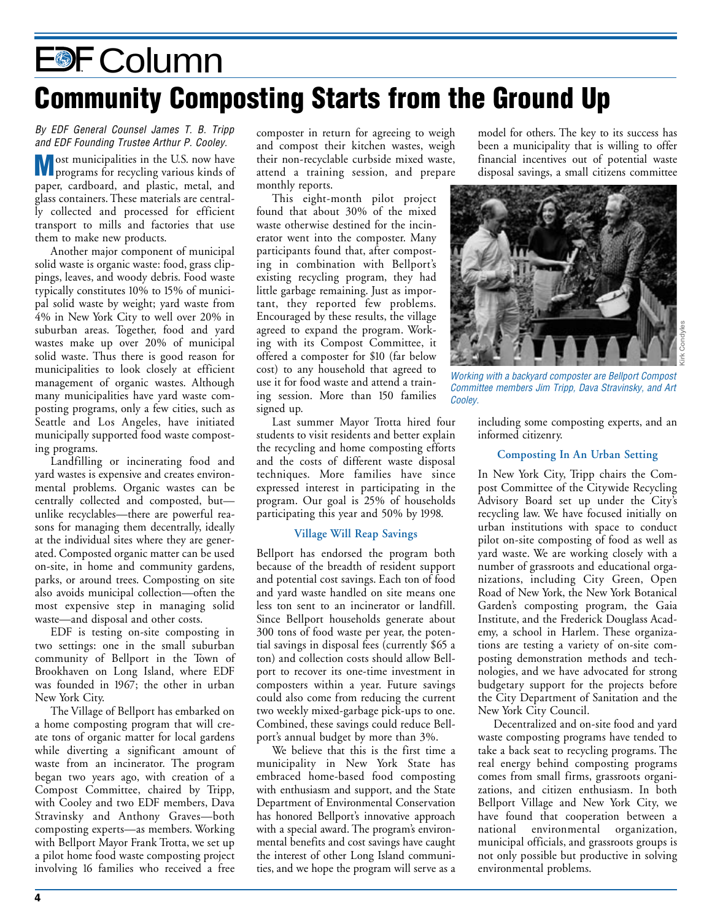# EDF Column

## Community Composting Starts from the Ground Up

*By EDF General Counsel James T. B. Tripp and EDF Founding Trustee Arthur P. Cooley.*

Most municipalities in the U.S. now have programs for recycling various kinds of paper, cardboard, and plastic, metal, and glass containers. These materials are centrally collected and processed for efficient transport to mills and factories that use them to make new products.

Another major component of municipal solid waste is organic waste: food, grass clippings, leaves, and woody debris. Food waste typically constitutes 10% to 15% of municipal solid waste by weight; yard waste from 4% in New York City to well over 20% in suburban areas. Together, food and yard wastes make up over 20% of municipal solid waste. Thus there is good reason for municipalities to look closely at efficient management of organic wastes. Although many municipalities have yard waste composting programs, only a few cities, such as Seattle and Los Angeles, have initiated municipally supported food waste composting programs.

Landfilling or incinerating food and yard wastes is expensive and creates environmental problems. Organic wastes can be centrally collected and composted, but—unlike recyclables—there are powerful reasons for managing them decentrally, ideally at the individual sites where they are generated. Composted organic matter can be used on-site, in home and community gardens, parks, or around trees. Composting on site also avoids municipal collection—often the most expensive step in managing solid waste—and disposal and other costs.

EDF is testing on-site composting in two settings: one in the small suburban community of Bellport in the Town of Brookhaven on Long Island, where EDF was founded in 1967; the other in urban New York City.

The Village of Bellport has embarked on a home composting program that will create tons of organic matter for local gardens while diverting a significant amount of waste from an incinerator. The program began two years ago, with creation of a Compost Committee, chaired by Tripp, with Cooley and two EDF members, Dava Stravinsky and Anthony Graves—both composting experts—as members. Working with Bellport Mayor Frank Trotta, we set up a pilot home food waste composting project involving 16 families who received a free composter in return for agreeing to weigh and compost their kitchen wastes, weigh their non-recyclable curbside mixed waste, attend a training session, and prepare monthly reports.

This eight-month pilot project found that about 30% of the mixed waste otherwise destined for the incinerator went into the composter. Many participants found that, after composting in combination with Bellport's existing recycling program, they had little garbage remaining. Just as important, they reported few problems. Encouraged by these results, the village agreed to expand the program. Working with its Compost Committee, it offered a composter for $10 (far below cost) to any household that agreed to use it for food waste and attend a training session. More than 150 families signed up.

Last summer Mayor Trotta hired four students to visit residents and better explain the recycling and home composting efforts and the costs of different waste disposal techniques. More families have since expressed interest in participating in the program. Our goal is 25% of households participating this year and 50% by 1998.

### Village Will Reap Savings

Bellport has endorsed the program both because of the breadth of resident support and potential cost savings. Each ton of food and yard waste handled on site means one less ton sent to an incinerator or landfill. Since Bellport households generate about 300 tons of food waste per year, the potential savings in disposal fees (currently $65 a ton) and collection costs should allow Bellport to recover its one-time investment in composters within a year. Future savings could also come from reducing the current two weekly mixed-garbage pick-ups to one. Combined, these savings could reduce Bellport's annual budget by more than 3%.

We believe that this is the first time a municipality in New York State has embraced home-based food composting with enthusiasm and support, and the State Department of Environmental Conservation has honored Bellport's innovative approach with a special award. The program's environmental benefits and cost savings have caught the interest of other Long Island communities, and we hope the program will serve as a model for others. The key to its success has been a municipality that is willing to offer financial incentives out of potential waste disposal savings, a small citizens committee including some composting experts, and an informed citizenry.

*Working with a backyard composter are Bellport Compost Committee members Jim Tripp, Dava Stravinsky, and Art Cooley.*

Kirk Condyles

### Composting In An Urban Setting

In New York City, Tripp chairs the Compost Committee of the Citywide Recycling Advisory Board set up under the City's recycling law. We have focused initially on urban institutions with space to conduct pilot on-site composting of food as well as yard waste. We are working closely with a number of grassroots and educational organizations, including City Green, Open Road of New York, the New York Botanical Garden's composting program, the Gaia Institute, and the Frederick Douglass Academy, a school in Harlem. These organizations are testing a variety of on-site composting demonstration methods and technologies, and we have advocated for strong budgetary support for the projects before the City Department of Sanitation and the New York City Council.

Decentralized and on-site food and yard waste composting programs have tended to take a back seat to recycling programs. The real energy behind composting programs comes from small firms, grassroots organizations, and citizen enthusiasm. In both Bellport Village and New York City, we have found that cooperation between a national environmental organization, municipal officials, and grassroots groups is not only possible but productive in solving environmental problems.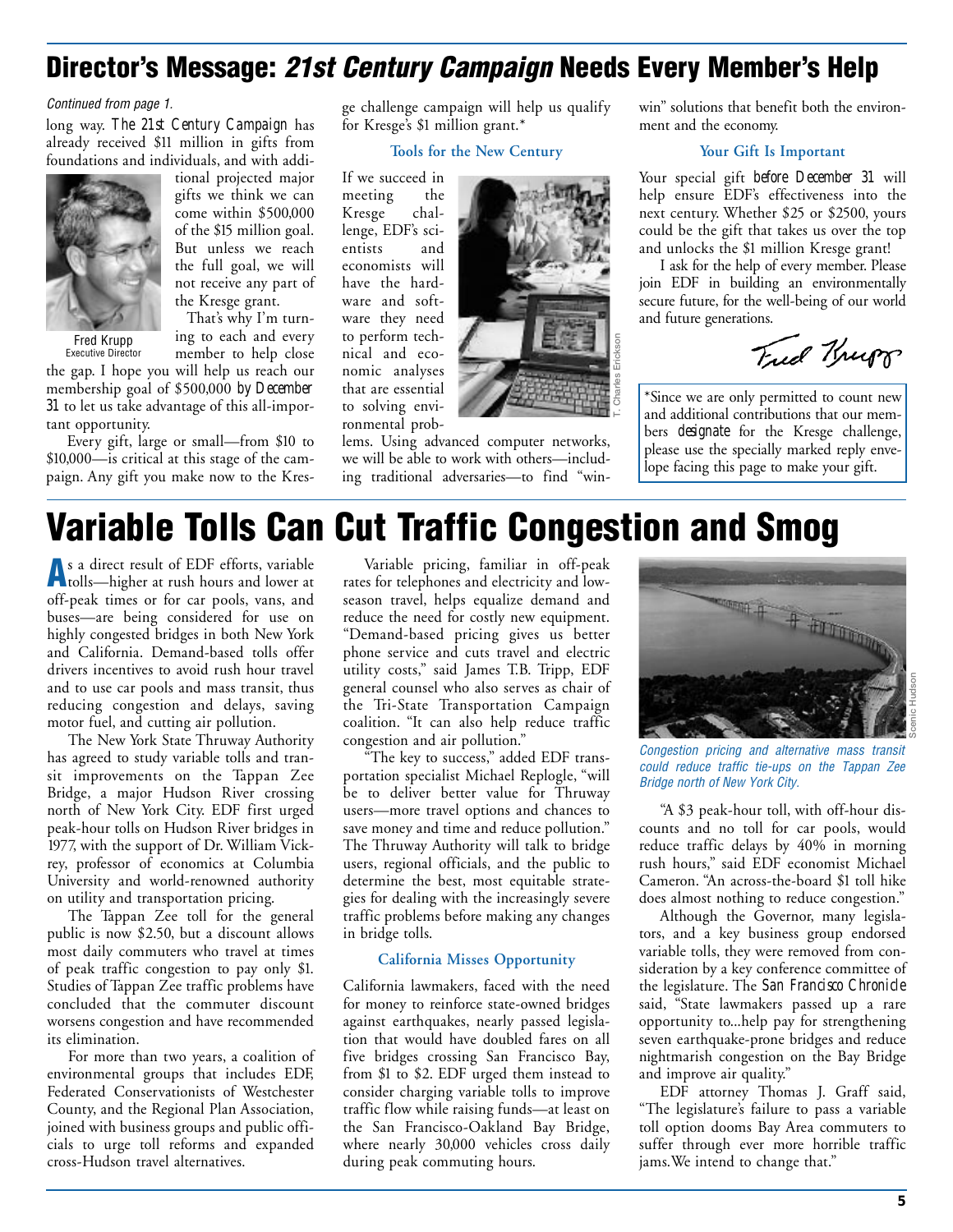## Director's Message: *21st Century Campaign* Needs Every Member's Help

*Continued from page 1.*

long way. *The 21st Century Campaign* has already received $11 million in gifts from foundations and individuals, and with additional projected major gifts we think we can come within $500,000 of the $15 million goal. But unless we reach the full goal, we will not receive any part of the Kresge grant.

Fred Krupp
Executive Director

That's why I'm turning to each and every member to help close the gap. I hope you will help us reach our membership goal of $500,000 *by December 31* to let us take advantage of this all-important opportunity.

Every gift, large or small—from $10 to $10,000—is critical at this stage of the campaign. Any gift you make now to the Kresge challenge campaign will help us qualify for Kresge's $1 million grant.*

### Tools for the New Century

If we succeed in meeting the Kresge challenge, EDF's scientists and economists will have the hardware and software they need to perform technical and economic analyses that are essential to solving environmental problems. Using advanced computer networks, we will be able to work with others—including traditional adversaries—to find "win-win" solutions that benefit both the environment and the economy.

T. Charles Erickson

### Your Gift Is Important

Your special gift *before December 31* will help ensure EDF's effectiveness into the next century. Whether $25 or $2500, yours could be the gift that takes us over the top and unlocks the $1 million Kresge grant!

I ask for the help of every member. Please join EDF in building an environmentally secure future, for the well-being of our world and future generations.

Fred Krupp

*Since we are only permitted to count new and additional contributions that our members *designate* for the Kresge challenge, please use the specially marked reply envelope facing this page to make your gift.

# Variable Tolls Can Cut Traffic Congestion and Smog

As a direct result of EDF efforts, variable tolls—higher at rush hours and lower at off-peak times or for car pools, vans, and buses—are being considered for use on highly congested bridges in both New York and California. Demand-based tolls offer drivers incentives to avoid rush hour travel and to use car pools and mass transit, thus reducing congestion and delays, saving motor fuel, and cutting air pollution.

The New York State Thruway Authority has agreed to study variable tolls and transit improvements on the Tappan Zee Bridge, a major Hudson River crossing north of New York City. EDF first urged peak-hour tolls on Hudson River bridges in 1977, with the support of Dr. William Vickrey, professor of economics at Columbia University and world-renowned authority on utility and transportation pricing.

The Tappan Zee toll for the general public is now $2.50, but a discount allows most daily commuters who travel at times of peak traffic congestion to pay only $1. Studies of Tappan Zee traffic problems have concluded that the commuter discount worsens congestion and have recommended its elimination.

For more than two years, a coalition of environmental groups that includes EDF, Federated Conservationists of Westchester County, and the Regional Plan Association, joined with business groups and public officials to urge toll reforms and expanded cross-Hudson travel alternatives.

Variable pricing, familiar in off-peak rates for telephones and electricity and low-season travel, helps equalize demand and reduce the need for costly new equipment. "Demand-based pricing gives us better phone service and cuts travel and electric utility costs," said James T.B. Tripp, EDF general counsel who also serves as chair of the Tri-State Transportation Campaign coalition. "It can also help reduce traffic congestion and air pollution."

"The key to success," added EDF transportation specialist Michael Replogle, "will be to deliver better value for Thruway users—more travel options and chances to save money and time and reduce pollution." The Thruway Authority will talk to bridge users, regional officials, and the public to determine the best, most equitable strategies for dealing with the increasingly severe traffic problems before making any changes in bridge tolls.

### California Misses Opportunity

California lawmakers, faced with the need for money to reinforce state-owned bridges against earthquakes, nearly passed legislation that would have doubled fares on all five bridges crossing San Francisco Bay, from $1 to $2. EDF urged them instead to consider charging variable tolls to improve traffic flow while raising funds—at least on the San Francisco-Oakland Bay Bridge, where nearly 30,000 vehicles cross daily during peak commuting hours.

Scenic Hudson

*Congestion pricing and alternative mass transit could reduce traffic tie-ups on the Tappan Zee Bridge north of New York City.*

"A $3 peak-hour toll, with off-hour discounts and no toll for car pools, would reduce traffic delays by 40% in morning rush hours," said EDF economist Michael Cameron. "An across-the-board $1 toll hike does almost nothing to reduce congestion."

Although the Governor, many legislators, and a key business group endorsed variable tolls, they were removed from consideration by a key conference committee of the legislature. The *San Francisco Chronicle* said, "State lawmakers passed up a rare opportunity to...help pay for strengthening seven earthquake-prone bridges and reduce nightmarish congestion on the Bay Bridge and improve air quality."

EDF attorney Thomas J. Graff said, "The legislature's failure to pass a variable toll option dooms Bay Area commuters to suffer through ever more horrible traffic jams. We intend to change that."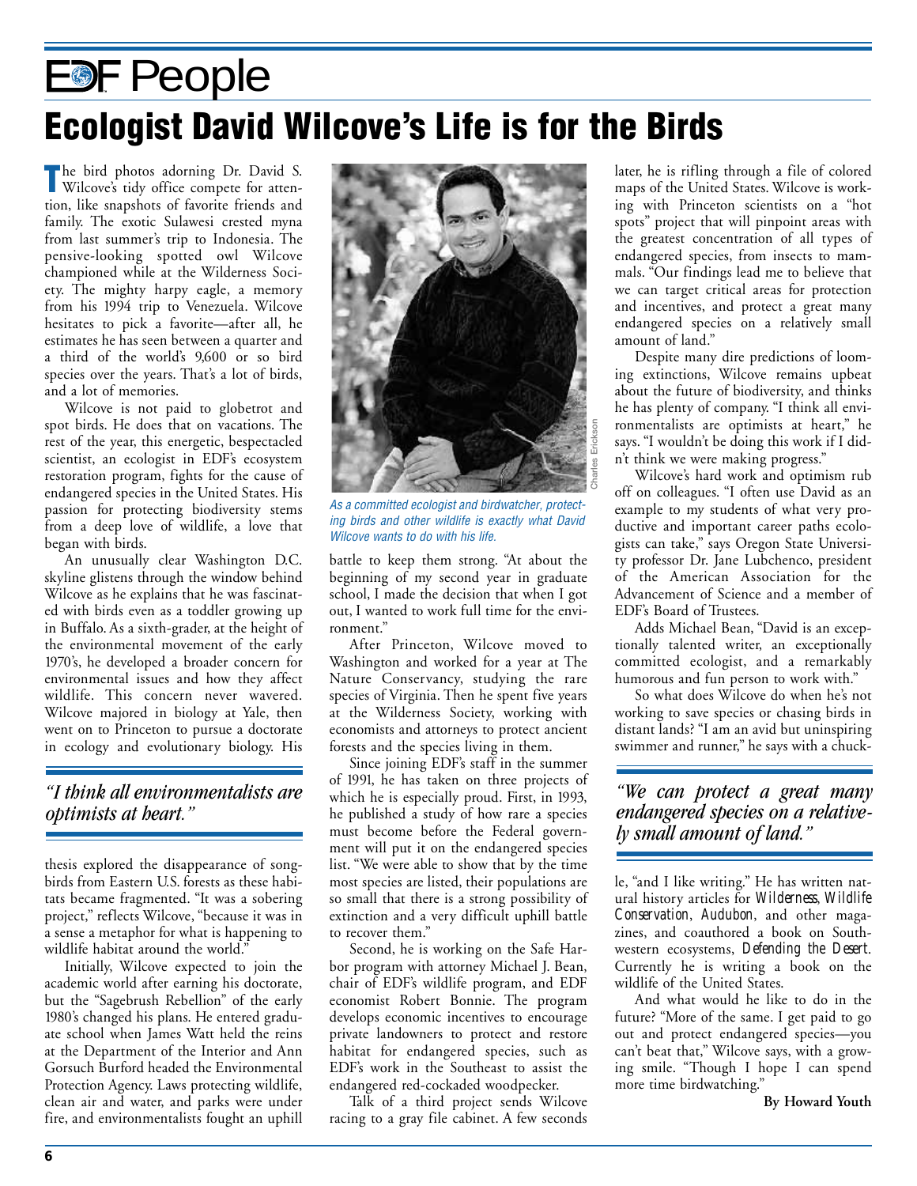# EDF People

# Ecologist David Wilcove's Life is for the Birds

The bird photos adorning Dr. David S. Wilcove's tidy office compete for attention, like snapshots of favorite friends and family. The exotic Sulawesi crested myna from last summer's trip to Indonesia. The pensive-looking spotted owl Wilcove championed while at the Wilderness Society. The mighty harpy eagle, a memory from his 1994 trip to Venezuela. Wilcove hesitates to pick a favorite—after all, he estimates he has seen between a quarter and a third of the world's 9,600 or so bird species over the years. That's a lot of birds, and a lot of memories.

Wilcove is not paid to globetrot and spot birds. He does that on vacations. The rest of the year, this energetic, bespectacled scientist, an ecologist in EDF's ecosystem restoration program, fights for the cause of endangered species in the United States. His passion for protecting biodiversity stems from a deep love of wildlife, a love that began with birds.

An unusually clear Washington D.C. skyline glistens through the window behind Wilcove as he explains that he was fascinated with birds even as a toddler growing up in Buffalo. As a sixth-grader, at the height of the environmental movement of the early 1970's, he developed a broader concern for environmental issues and how they affect wildlife. This concern never wavered. Wilcove majored in biology at Yale, then went on to Princeton to pursue a doctorate in ecology and evolutionary biology. His thesis explored the disappearance of songbirds from Eastern U.S. forests as these habitats became fragmented. "It was a sobering project," reflects Wilcove, "because it was in a sense a metaphor for what is happening to wildlife habitat around the world."

> *"I think all environmentalists are optimists at heart."*

Initially, Wilcove expected to join the academic world after earning his doctorate, but the "Sagebrush Rebellion" of the early 1980's changed his plans. He entered graduate school when James Watt held the reins at the Department of the Interior and Ann Gorsuch Burford headed the Environmental Protection Agency. Laws protecting wildlife, clean air and water, and parks were under fire, and environmentalists fought an uphill battle to keep them strong. "At about the beginning of my second year in graduate school, I made the decision that when I got out, I wanted to work full time for the environment."

*As a committed ecologist and birdwatcher, protecting birds and other wildlife is exactly what David Wilcove wants to do with his life.*

After Princeton, Wilcove moved to Washington and worked for a year at The Nature Conservancy, studying the rare species of Virginia. Then he spent five years at the Wilderness Society, working with economists and attorneys to protect ancient forests and the species living in them.

Since joining EDF's staff in the summer of 1991, he has taken on three projects of which he is especially proud. First, in 1993, he published a study of how rare a species must become before the Federal government will put it on the endangered species list. "We were able to show that by the time most species are listed, their populations are so small that there is a strong possibility of extinction and a very difficult uphill battle to recover them."

Second, he is working on the Safe Harbor program with attorney Michael J. Bean, chair of EDF's wildlife program, and EDF economist Robert Bonnie. The program develops economic incentives to encourage private landowners to protect and restore habitat for endangered species, such as EDF's work in the Southeast to assist the endangered red-cockaded woodpecker.

Talk of a third project sends Wilcove racing to a gray file cabinet. A few seconds later, he is rifling through a file of colored maps of the United States. Wilcove is working with Princeton scientists on a "hot spots" project that will pinpoint areas with the greatest concentration of all types of endangered species, from insects to mammals. "Our findings lead me to believe that we can target critical areas for protection and incentives, and protect a great many endangered species on a relatively small amount of land."

Despite many dire predictions of looming extinctions, Wilcove remains upbeat about the future of biodiversity, and thinks he has plenty of company. "I think all environmentalists are optimists at heart," he says. "I wouldn't be doing this work if I didn't think we were making progress."

Wilcove's hard work and optimism rub off on colleagues. "I often use David as an example to my students of what very productive and important career paths ecologists can take," says Oregon State University professor Dr. Jane Lubchenco, president of the American Association for the Advancement of Science and a member of EDF's Board of Trustees.

Adds Michael Bean, "David is an exceptionally talented writer, an exceptionally committed ecologist, and a remarkably humorous and fun person to work with."

So what does Wilcove do when he's not working to save species or chasing birds in distant lands? "I am an avid but uninspiring swimmer and runner," he says with a chuckle, "and I like writing." He has written natural history articles for *Wilderness*, *Wildlife Conservation*, *Audubon*, and other magazines, and coauthored a book on Southwestern ecosystems, *Defending the Desert*. Currently he is writing a book on the wildlife of the United States.

> *"We can protect a great many endangered species on a relatively small amount of land."*

And what would he like to do in the future? "More of the same. I get paid to go out and protect endangered species—you can't beat that," Wilcove says, with a growing smile. "Though I hope I can spend more time birdwatching."

**By Howard Youth**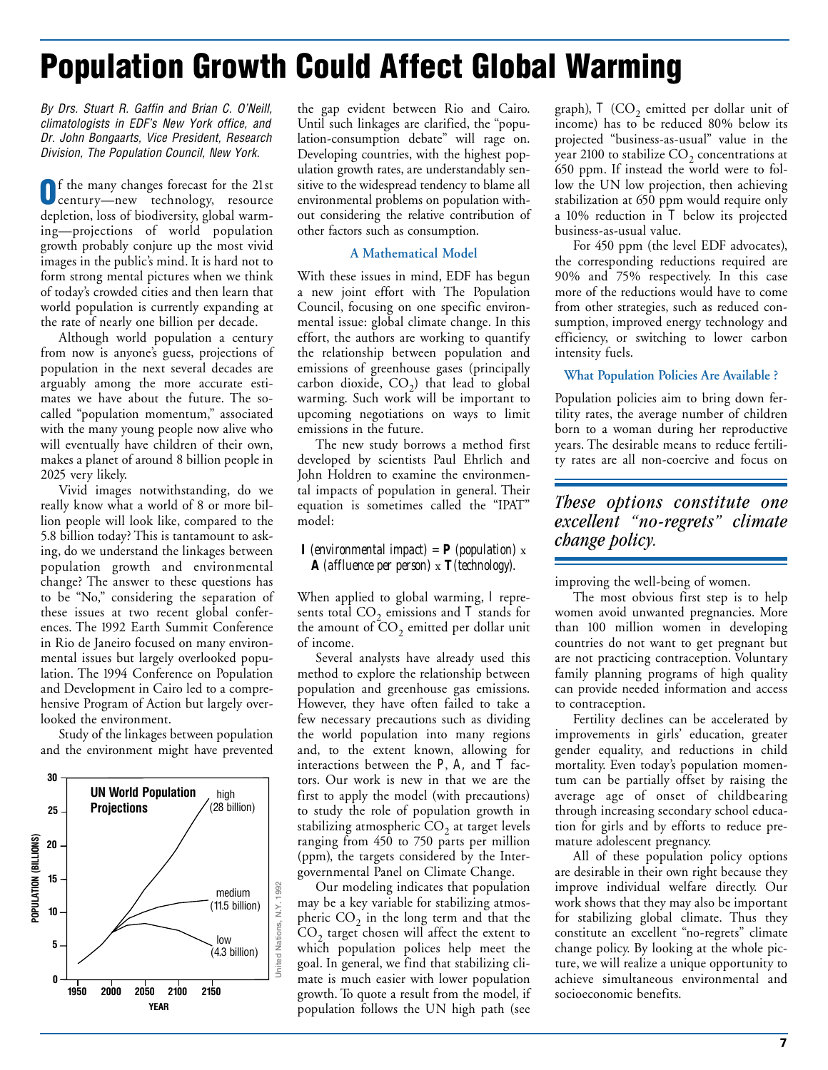# Population Growth Could Affect Global Warming

*By Drs. Stuart R. Gaffin and Brian C. O'Neill, climatologists in EDF's New York office, and Dr. John Bongaarts, Vice President, Research Division, The Population Council, New York.*

Of the many changes forecast for the 21st century—new technology, resource depletion, loss of biodiversity, global warming—projections of world population growth probably conjure up the most vivid images in the public's mind. It is hard not to form strong mental pictures when we think of today's crowded cities and then learn that world population is currently expanding at the rate of nearly one billion per decade.

Although world population a century from now is anyone's guess, projections of population in the next several decades are arguably among the more accurate estimates we have about the future. The so-called "population momentum," associated with the many young people now alive who will eventually have children of their own, makes a planet of around 8 billion people in 2025 very likely.

Vivid images notwithstanding, do we really know what a world of 8 or more billion people will look like, compared to the 5.8 billion today? This is tantamount to asking, do we understand the linkages between population growth and environmental change? The answer to these questions has to be "No," considering the separation of these issues at two recent global conferences. The 1992 Earth Summit Conference in Rio de Janeiro focused on many environmental issues but largely overlooked population. The 1994 Conference on Population and Development in Cairo led to a comprehensive Program of Action but largely overlooked the environment.

Study of the linkages between population and the environment might have prevented the gap evident between Rio and Cairo. Until such linkages are clarified, the "population-consumption debate" will rage on. Developing countries, with the highest population growth rates, are understandably sensitive to the widespread tendency to blame all environmental problems on population without considering the relative contribution of other factors such as consumption.

**UN World Population Projections** (chart: population in billions, 1950–2150; high: 28 billion, medium: 11.5 billion, low: 4.3 billion)

Source: United Nations, N.Y. 1992

### A Mathematical Model

With these issues in mind, EDF has begun a new joint effort with The Population Council, focusing on one specific environmental issue: global climate change. In this effort, the authors are working to quantify the relationship between population and emissions of greenhouse gases (principally carbon dioxide, $CO_2$) that lead to global warming. Such work will be important to upcoming negotiations on ways to limit emissions in the future.

The new study borrows a method first developed by scientists Paul Ehrlich and John Holdren to examine the environmental impacts of population in general. Their equation is sometimes called the "IPAT" model:

**I** *(environmental impact)* = **P** *(population)* x **A** *(affluence per person)* x **T** *(technology).*

When applied to global warming, I represents total $CO_2$ emissions and T stands for the amount of $CO_2$ emitted per dollar unit of income.

Several analysts have already used this method to explore the relationship between population and greenhouse gas emissions. However, they have often failed to take a few necessary precautions such as dividing the world population into many regions and, to the extent known, allowing for interactions between the P, A, and T factors. Our work is new in that we are the first to apply the model (with precautions) to study the role of population growth in stabilizing atmospheric $CO_2$ at target levels ranging from 450 to 750 parts per million (ppm), the targets considered by the Intergovernmental Panel on Climate Change.

Our modeling indicates that population may be a key variable for stabilizing atmospheric $CO_2$ in the long term and that the $CO_2$ target chosen will affect the extent to which population polices help meet the goal. In general, we find that stabilizing climate is much easier with lower population growth. To quote a result from the model, if population follows the UN high path (see graph), T ($CO_2$ emitted per dollar unit of income) has to be reduced 80% below its projected "business-as-usual" value in the year 2100 to stabilize $CO_2$ concentrations at 650 ppm. If instead the world were to follow the UN low projection, then achieving stabilization at 650 ppm would require only a 10% reduction in T below its projected business-as-usual value.

For 450 ppm (the level EDF advocates), the corresponding reductions required are 90% and 75% respectively. In this case more of the reductions would have to come from other strategies, such as reduced consumption, improved energy technology and efficiency, or switching to lower carbon intensity fuels.

### What Population Policies Are Available ?

Population policies aim to bring down fertility rates, the average number of children born to a woman during her reproductive years. The desirable means to reduce fertility rates are all non-coercive and focus on improving the well-being of women.

> ***These options constitute one excellent "no-regrets" climate change policy.***

The most obvious first step is to help women avoid unwanted pregnancies. More than 100 million women in developing countries do not want to get pregnant but are not practicing contraception. Voluntary family planning programs of high quality can provide needed information and access to contraception.

Fertility declines can be accelerated by improvements in girls' education, greater gender equality, and reductions in child mortality. Even today's population momentum can be partially offset by raising the average age of onset of childbearing through increasing secondary school education for girls and by efforts to reduce premature adolescent pregnancy.

All of these population policy options are desirable in their own right because they improve individual welfare directly. Our work shows that they may also be important for stabilizing global climate. Thus they constitute an excellent "no-regrets" climate change policy. By looking at the whole picture, we will realize a unique opportunity to achieve simultaneous environmental and socioeconomic benefits.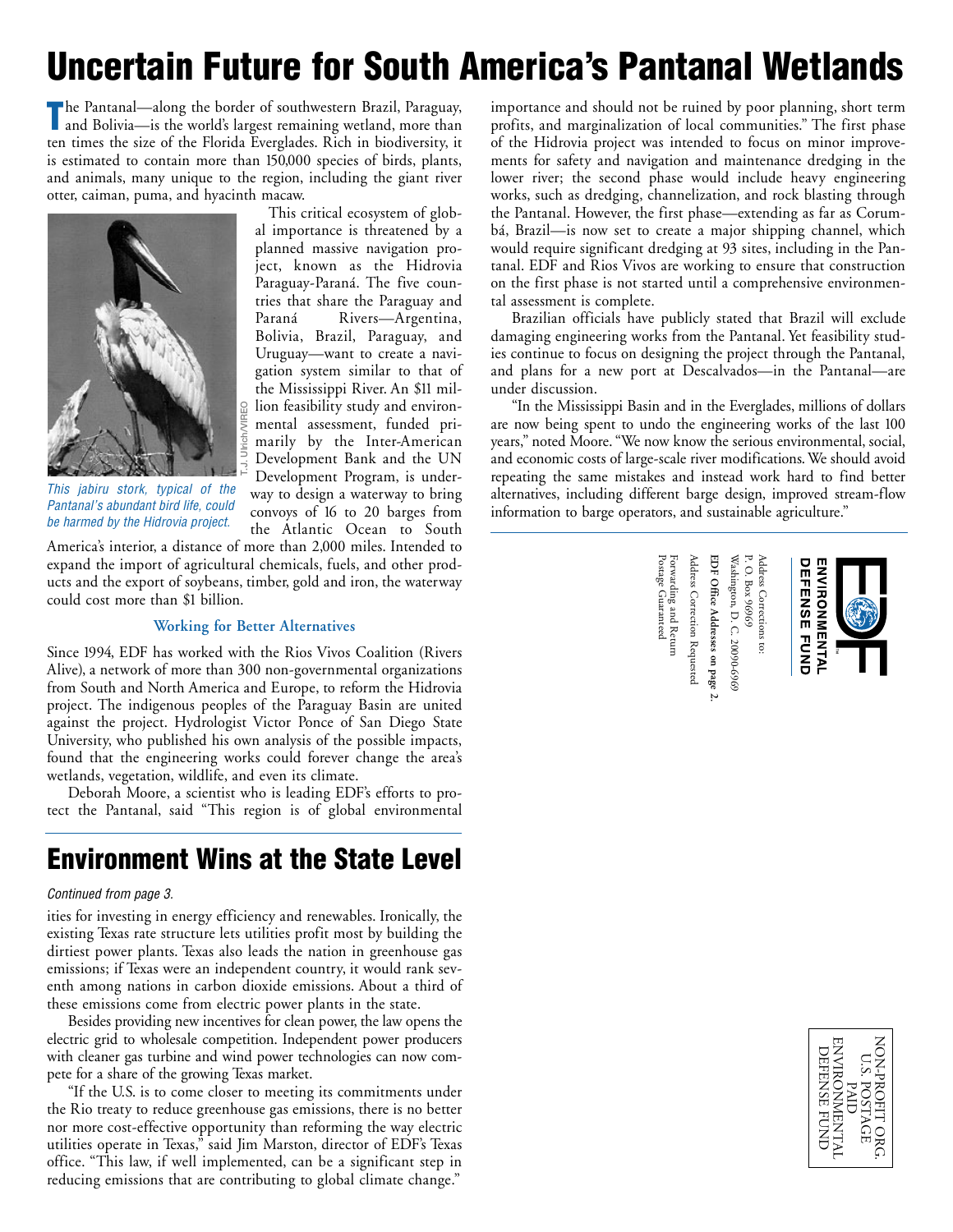# Uncertain Future for South America's Pantanal Wetlands

The Pantanal—along the border of southwestern Brazil, Paraguay, and Bolivia—is the world's largest remaining wetland, more than ten times the size of the Florida Everglades. Rich in biodiversity, it is estimated to contain more than 150,000 species of birds, plants, and animals, many unique to the region, including the giant river otter, caiman, puma, and hyacinth macaw.

*This jabiru stork, typical of the Pantanal's abundant bird life, could be harmed by the Hidrovia project.*

T.J. Ulrich/VIREO

This critical ecosystem of global importance is threatened by a planned massive navigation project, known as the Hidrovia Paraguay-Paraná. The five countries that share the Paraguay and Paraná Rivers—Argentina, Bolivia, Brazil, Paraguay, and Uruguay—want to create a navigation system similar to that of the Mississippi River. An $11 million feasibility study and environmental assessment, funded primarily by the Inter-American Development Bank and the UN Development Program, is underway to design a waterway to bring convoys of 16 to 20 barges from the Atlantic Ocean to South America's interior, a distance of more than 2,000 miles. Intended to expand the import of agricultural chemicals, fuels, and other products and the export of soybeans, timber, gold and iron, the waterway could cost more than $1 billion.

### Working for Better Alternatives

Since 1994, EDF has worked with the Rios Vivos Coalition (Rivers Alive), a network of more than 300 non-governmental organizations from South and North America and Europe, to reform the Hidrovia project. The indigenous peoples of the Paraguay Basin are united against the project. Hydrologist Victor Ponce of San Diego State University, who published his own analysis of the possible impacts, found that the engineering works could forever change the area's wetlands, vegetation, wildlife, and even its climate.

Deborah Moore, a scientist who is leading EDF's efforts to protect the Pantanal, said "This region is of global environmental importance and should not be ruined by poor planning, short term profits, and marginalization of local communities." The first phase of the Hidrovia project was intended to focus on minor improvements for safety and navigation and maintenance dredging in the lower river; the second phase would include heavy engineering works, such as dredging, channelization, and rock blasting through the Pantanal. However, the first phase—extending as far as Corumbá, Brazil—is now set to create a major shipping channel, which would require significant dredging at 93 sites, including in the Pantanal. EDF and Rios Vivos are working to ensure that construction on the first phase is not started until a comprehensive environmental assessment is complete.

Brazilian officials have publicly stated that Brazil will exclude damaging engineering works from the Pantanal. Yet feasibility studies continue to focus on designing the project through the Pantanal, and plans for a new port at Descalvados—in the Pantanal—are under discussion.

"In the Mississippi Basin and in the Everglades, millions of dollars are now being spent to undo the engineering works of the last 100 years," noted Moore. "We now know the serious environmental, social, and economic costs of large-scale river modifications. We should avoid repeating the same mistakes and instead work hard to find better alternatives, including different barge design, improved stream-flow information to barge operators, and sustainable agriculture."

# Environment Wins at the State Level

*Continued from page 3.*

ities for investing in energy efficiency and renewables. Ironically, the existing Texas rate structure lets utilities profit most by building the dirtiest power plants. Texas also leads the nation in greenhouse gas emissions; if Texas were an independent country, it would rank seventh among nations in carbon dioxide emissions. About a third of these emissions come from electric power plants in the state.

Besides providing new incentives for clean power, the law opens the electric grid to wholesale competition. Independent power producers with cleaner gas turbine and wind power technologies can now compete for a share of the growing Texas market.

"If the U.S. is to come closer to meeting its commitments under the Rio treaty to reduce greenhouse gas emissions, there is no better nor more cost-effective opportunity than reforming the way electric utilities operate in Texas," said Jim Marston, director of EDF's Texas office. "This law, if well implemented, can be a significant step in reducing emissions that are contributing to global climate change."

EDF
ENVIRONMENTAL DEFENSE FUND

Address Corrections to:
P. O. Box 96969
Washington, D. C. 20090-6969

**EDF Office Addresses on page 2.**

Address Correction Requested
Forwarding and Return
Postage Guaranteed

NON-PROFIT ORG.
U.S. POSTAGE
PAID
ENVIRONMENTAL
DEFENSE FUND